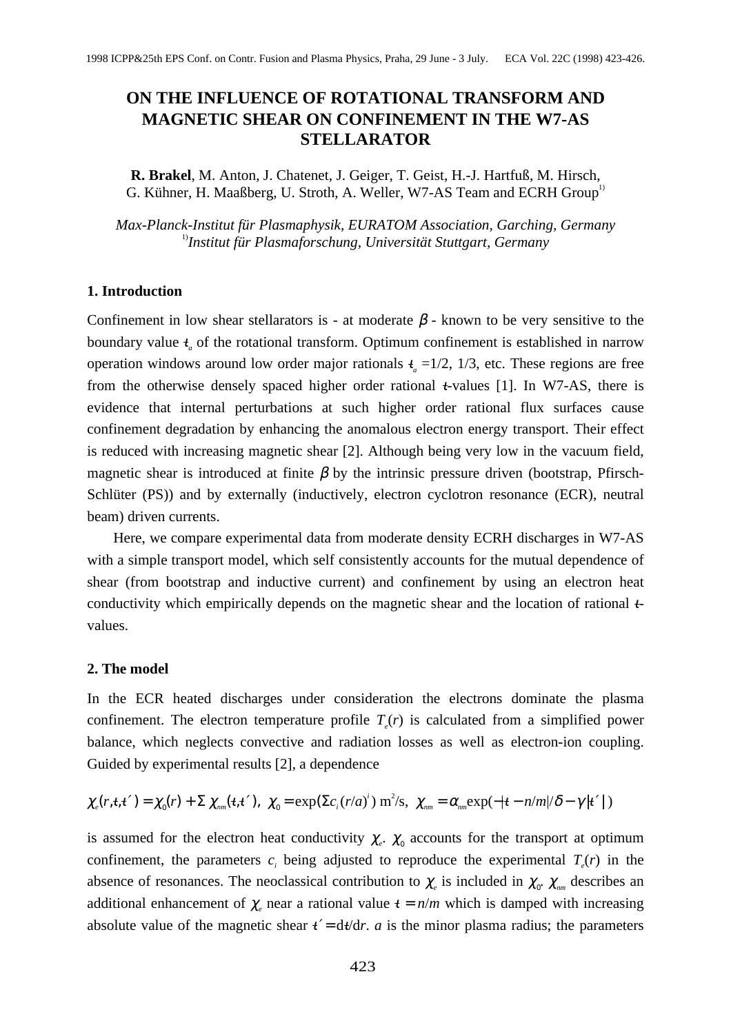# ON THE INFLUENCE OF ROTATIONAL TRANSFORM AND MAGNETIC SHEAR ON CONFINEMENT IN THE W7-AS STELLARATOR

**R. Brakel**, M. Anton, J. Chatenet, J. Geiger, T. Geist, H.-J. Hartfuß, M. Hirsch, G. Kühner, H. Maaßberg, U. Stroth, A. Weller, W7-AS Team and ECRH Group[1)]

*Max-Planck-Institut für Plasmaphysik, EURATOM Association, Garching, Germany*
[1)]*Institut für Plasmaforschung, Universität Stuttgart, Germany*

## 1. Introduction

Confinement in low shear stellarators is - at moderate $\beta$ - known to be very sensitive to the boundary value $\iota_a$ of the rotational transform. Optimum confinement is established in narrow operation windows around low order major rationals $\iota_a$ =1/2, 1/3, etc. These regions are free from the otherwise densely spaced higher order rational $\iota$-values [1]. In W7-AS, there is evidence that internal perturbations at such higher order rational flux surfaces cause confinement degradation by enhancing the anomalous electron energy transport. Their effect is reduced with increasing magnetic shear [2]. Although being very low in the vacuum field, magnetic shear is introduced at finite $\beta$ by the intrinsic pressure driven (bootstrap, Pfirsch-Schlüter (PS)) and by externally (inductively, electron cyclotron resonance (ECR), neutral beam) driven currents.

Here, we compare experimental data from moderate density ECRH discharges in W7-AS with a simple transport model, which self consistently accounts for the mutual dependence of shear (from bootstrap and inductive current) and confinement by using an electron heat conductivity which empirically depends on the magnetic shear and the location of rational $\iota$-values.

## 2. The model

In the ECR heated discharges under consideration the electrons dominate the plasma confinement. The electron temperature profile $T_e(r)$ is calculated from a simplified power balance, which neglects convective and radiation losses as well as electron-ion coupling. Guided by experimental results [2], a dependence

$$\chi_e(r,\iota,\iota') = \chi_0(r) + \Sigma\, \chi_{nm}(\iota,\iota'),\;\; \chi_0 = \exp(\Sigma c_i\,(r/a)^i)\ \mathrm{m^2/s},\;\; \chi_{nm} = \alpha_{nm}\exp(-|\iota - n/m|/\delta - \gamma|\iota'|)$$

is assumed for the electron heat conductivity $\chi_e$. $\chi_0$ accounts for the transport at optimum confinement, the parameters $c_i$ being adjusted to reproduce the experimental $T_e(r)$ in the absence of resonances. The neoclassical contribution to $\chi_e$ is included in $\chi_0$. $\chi_{nm}$ describes an additional enhancement of $\chi_e$ near a rational value $\iota = n/m$ which is damped with increasing absolute value of the magnetic shear $\iota' = \mathrm{d}\iota/\mathrm{d}r$. $a$ is the minor plasma radius; the parameters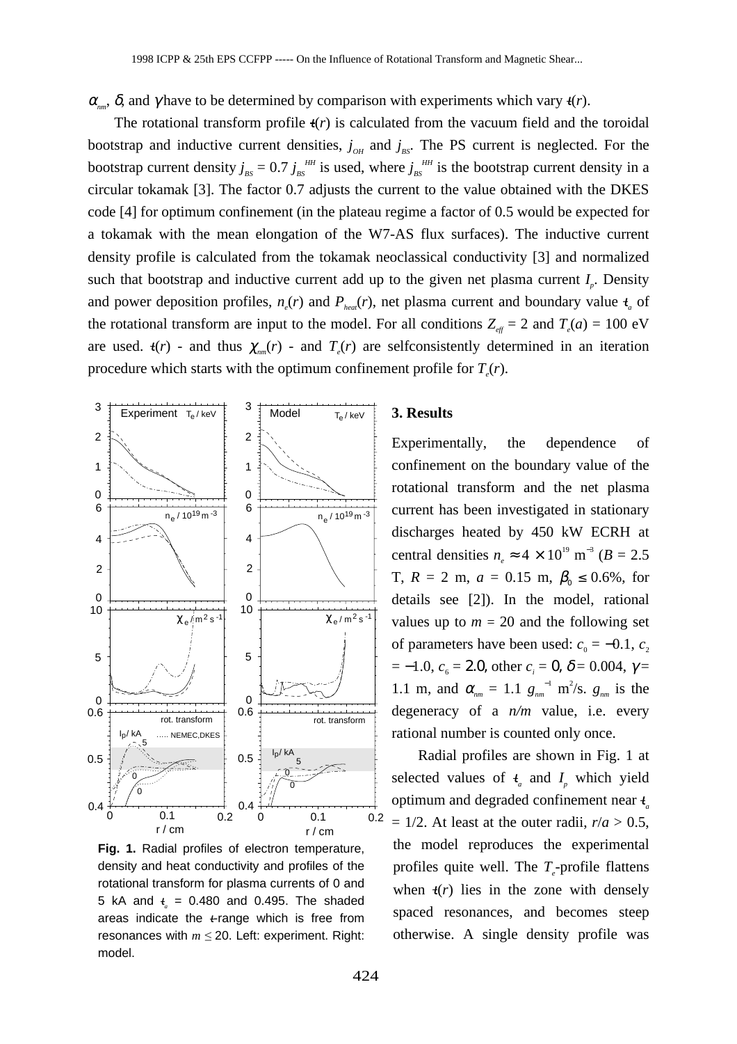$\alpha_{nm}$, $\delta$, and $\gamma$ have to be determined by comparison with experiments which vary $\iota(r)$.

The rotational transform profile $\iota(r)$ is calculated from the vacuum field and the toroidal bootstrap and inductive current densities, $j_{OH}$ and $j_{BS}$. The PS current is neglected. For the bootstrap current density $j_{BS} = 0.7\, j_{BS}^{HH}$ is used, where $j_{BS}^{HH}$ is the bootstrap current density in a circular tokamak [3]. The factor 0.7 adjusts the current to the value obtained with the DKES code [4] for optimum confinement (in the plateau regime a factor of 0.5 would be expected for a tokamak with the mean elongation of the W7-AS flux surfaces). The inductive current density profile is calculated from the tokamak neoclassical conductivity [3] and normalized such that bootstrap and inductive current add up to the given net plasma current $I_p$. Density and power deposition profiles, $n_e(r)$ and $P_{heat}(r)$, net plasma current and boundary value $\iota_a$ of the rotational transform are input to the model. For all conditions $Z_{eff} = 2$ and $T_e(a) = 100$ eV are used. $\iota(r)$ - and thus $\chi_{nm}(r)$ - and $T_e(r)$ are selfconsistently determined in an iteration procedure which starts with the optimum confinement profile for $T_e(r)$.

**Fig. 1.** Radial profiles of electron temperature, density and heat conductivity and profiles of the rotational transform for plasma currents of 0 and 5 kA and $\iota_a$ = 0.480 and 0.495. The shaded areas indicate the $\iota$-range which is free from resonances with $m \leq 20$. Left: experiment. Right: model.

## 3. Results

Experimentally, the dependence of confinement on the boundary value of the rotational transform and the net plasma current has been investigated in stationary discharges heated by 450 kW ECRH at central densities $n_e \approx 4 \times 10^{19}$ m$^{-3}$ ($B$ = 2.5 T, $R$ = 2 m, $a$ = 0.15 m, $\beta_0 \leq 0.6\%$, for details see [2]). In the model, rational values up to $m = 20$ and the following set of parameters have been used: $c_0 = -0.1$, $c_2 = -1.0$, $c_6 = 2.0$, other $c_i = 0$, $\delta = 0.004$, $\gamma$ = 1.1 m, and $\alpha_{nm} = 1.1\, g_{nm}^{-1}$ m$^2$/s. $g_{nm}$ is the degeneracy of a $n/m$ value, i.e. every rational number is counted only once.

Radial profiles are shown in Fig. 1 at selected values of $\iota_a$ and $I_p$ which yield optimum and degraded confinement near $\iota_a$ = 1/2. At least at the outer radii, $r/a > 0.5$, the model reproduces the experimental profiles quite well. The $T_e$-profile flattens when $\iota(r)$ lies in the zone with densely spaced resonances, and becomes steep otherwise. A single density profile was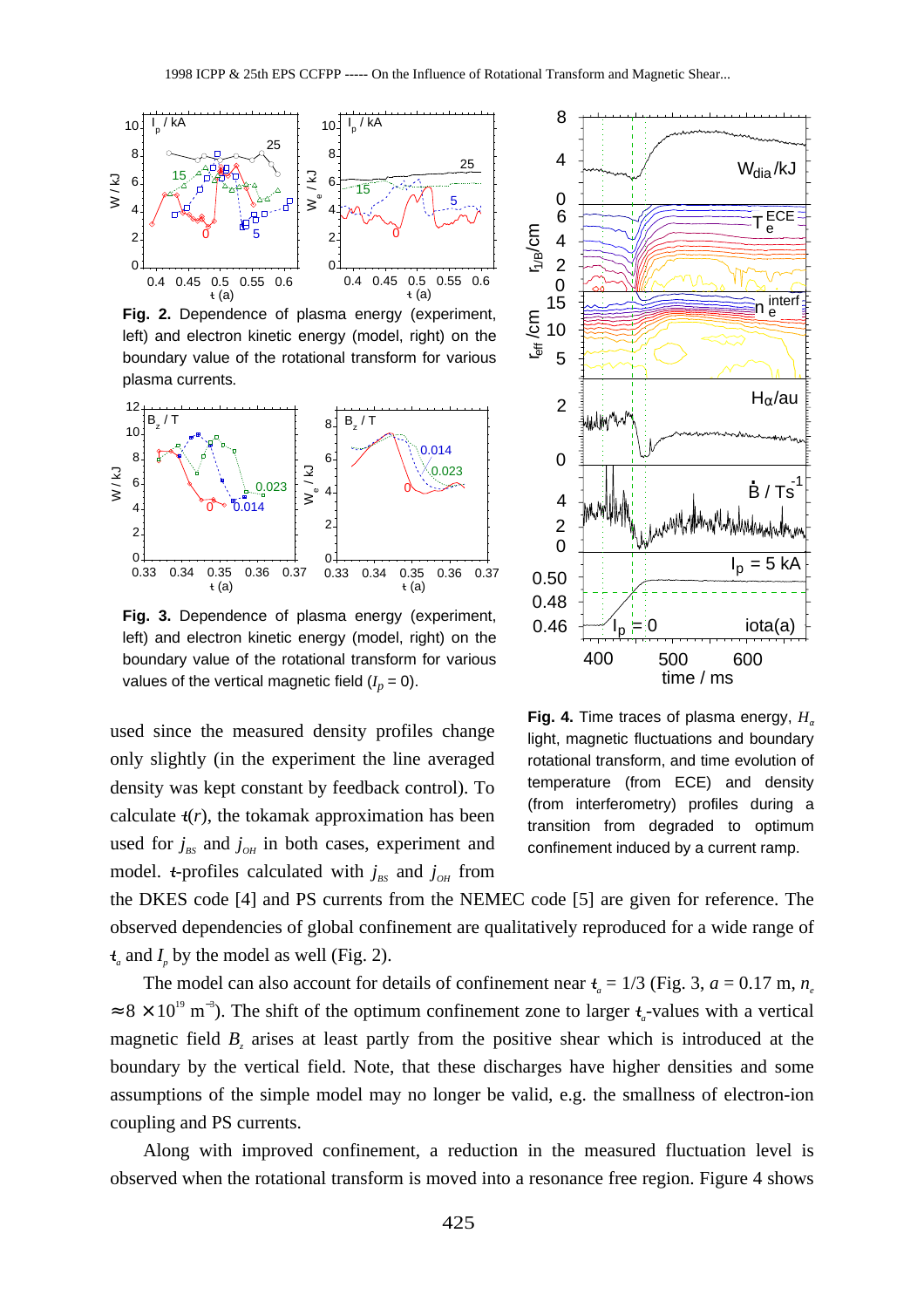**Fig. 2.** Dependence of plasma energy (experiment, left) and electron kinetic energy (model, right) on the boundary value of the rotational transform for various plasma currents.

**Fig. 3.** Dependence of plasma energy (experiment, left) and electron kinetic energy (model, right) on the boundary value of the rotational transform for various values of the vertical magnetic field ($I_p$ = 0).

**Fig. 4.** Time traces of plasma energy, $H_\alpha$ light, magnetic fluctuations and boundary rotational transform, and time evolution of temperature (from ECE) and density (from interferometry) profiles during a transition from degraded to optimum confinement induced by a current ramp.

used since the measured density profiles change only slightly (in the experiment the line averaged density was kept constant by feedback control). To calculate $\iota(r)$, the tokamak approximation has been used for $j_{BS}$ and $j_{OH}$ in both cases, experiment and model. $\iota$-profiles calculated with $j_{BS}$ and $j_{OH}$ from the DKES code [4] and PS currents from the NEMEC code [5] are given for reference. The observed dependencies of global confinement are qualitatively reproduced for a wide range of $\iota_a$ and $I_p$ by the model as well (Fig. 2).

The model can also account for details of confinement near $\iota_a$ = 1/3 (Fig. 3, $a$ = 0.17 m, $n_e \approx 8 \times 10^{19}$ m$^{-3}$). The shift of the optimum confinement zone to larger $\iota_a$-values with a vertical magnetic field $B_z$ arises at least partly from the positive shear which is introduced at the boundary by the vertical field. Note, that these discharges have higher densities and some assumptions of the simple model may no longer be valid, e.g. the smallness of electron-ion coupling and PS currents.

Along with improved confinement, a reduction in the measured fluctuation level is observed when the rotational transform is moved into a resonance free region. Figure 4 shows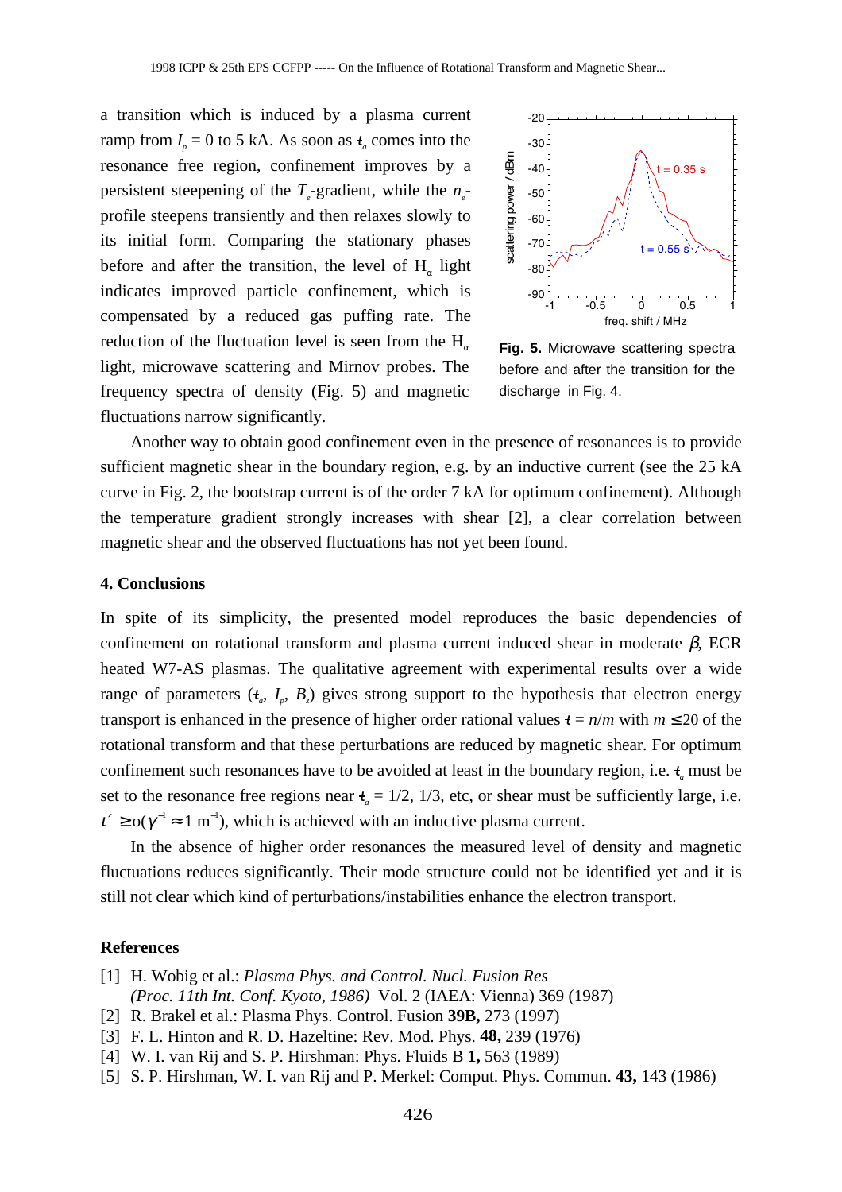a transition which is induced by a plasma current ramp from $I_p = 0$ to 5 kA. As soon as $ι_a$ comes into the resonance free region, confinement improves by a persistent steepening of the $T_e$-gradient, while the $n_e$-profile steepens transiently and then relaxes slowly to its initial form. Comparing the stationary phases before and after the transition, the level of $H_\alpha$ light indicates improved particle confinement, which is compensated by a reduced gas puffing rate. The reduction of the fluctuation level is seen from the $H_\alpha$ light, microwave scattering and Mirnov probes. The frequency spectra of density (Fig. 5) and magnetic fluctuations narrow significantly.

-20
-30
-40
-50
-60
-70
-80
-90
scattering power / dBm
-1
-0.5
0
0.5
1
freq. shift / MHz
t = 0.35 s
t = 0.55 s

**Fig. 5.** Microwave scattering spectra before and after the transition for the discharge in Fig. 4.

Another way to obtain good confinement even in the presence of resonances is to provide sufficient magnetic shear in the boundary region, e.g. by an inductive current (see the 25 kA curve in Fig. 2, the bootstrap current is of the order 7 kA for optimum confinement). Although the temperature gradient strongly increases with shear [2], a clear correlation between magnetic shear and the observed fluctuations has not yet been found.

## 4. Conclusions

In spite of its simplicity, the presented model reproduces the basic dependencies of confinement on rotational transform and plasma current induced shear in moderate $\beta$, ECR heated W7-AS plasmas. The qualitative agreement with experimental results over a wide range of parameters ($ι_a$, $I_p$, $B_z$) gives strong support to the hypothesis that electron energy transport is enhanced in the presence of higher order rational values $ι = n/m$ with $m \leq 20$ of the rotational transform and that these perturbations are reduced by magnetic shear. For optimum confinement such resonances have to be avoided at least in the boundary region, i.e. $ι_a$ must be set to the resonance free regions near $ι_a = 1/2$, 1/3, etc, or shear must be sufficiently large, i.e. $ι' \geq o(\gamma^{-1} \approx 1\ \mathrm{m}^{-1})$, which is achieved with an inductive plasma current.

In the absence of higher order resonances the measured level of density and magnetic fluctuations reduces significantly. Their mode structure could not be identified yet and it is still not clear which kind of perturbations/instabilities enhance the electron transport.

## References

[1] H. Wobig et al.: *Plasma Phys. and Control. Nucl. Fusion Res (Proc. 11th Int. Conf. Kyoto, 1986)* Vol. 2 (IAEA: Vienna) 369 (1987)
[2] R. Brakel et al.: Plasma Phys. Control. Fusion **39B,** 273 (1997)
[3] F. L. Hinton and R. D. Hazeltine: Rev. Mod. Phys. **48,** 239 (1976)
[4] W. I. van Rij and S. P. Hirshman: Phys. Fluids B **1,** 563 (1989)
[5] S. P. Hirshman, W. I. van Rij and P. Merkel: Comput. Phys. Commun. **43,** 143 (1986)